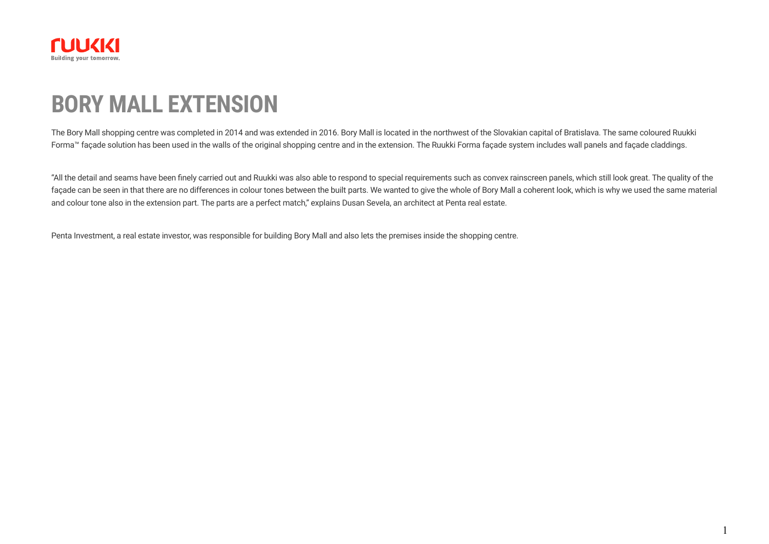# BORY MALL EXTENSION

The Bory Mall shopping centre was completed in 2014 and was extended in 2016. Bory Mall is located in the northwest of the Slovakian capital of Bratislava. The same coloured Ruukki Forma™ façade solution has been used in the walls of the original shopping centre and in the extension. The Ruukki Forma façade system includes wall panels and façade claddings.

"All the detail and seams have been finely carried out and Ruukki was also able to respond to special requirements such as convex rainscreen panels, which still look great. The quality of the façade can be seen in that there are no differences in colour tones between the built parts. We wanted to give the whole of Bory Mall a coherent look, which is why we used the same material and colour tone also in the extension part. The parts are a perfect match," explains Dusan Sevela, an architect at Penta real estate.

Penta Investment, a real estate investor, was responsible for building Bory Mall and also lets the premises inside the shopping centre.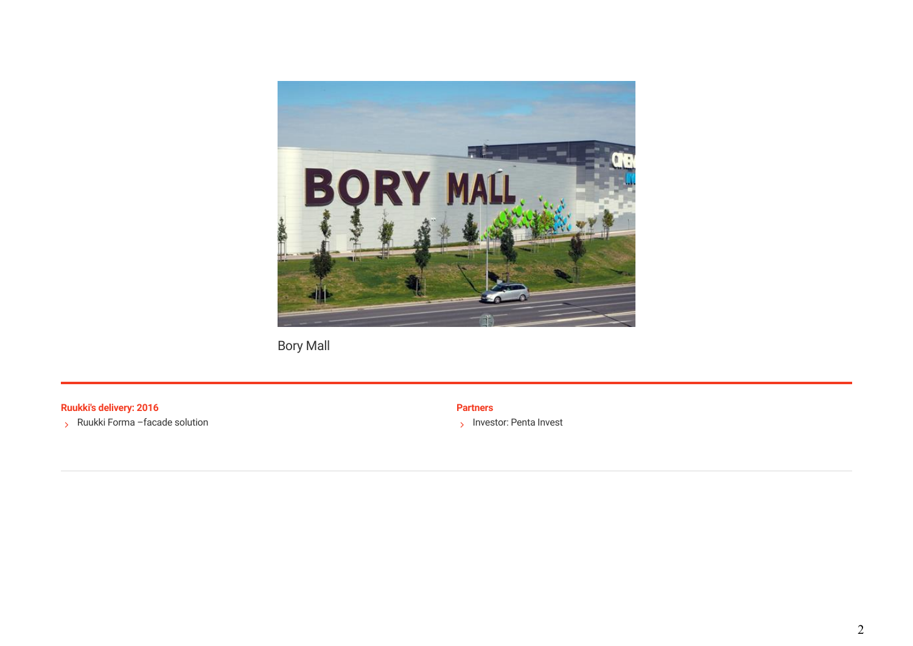Bory Mall

**Ruukki's delivery: 2016**

- Ruukki Forma –facade solution

**Partners**

- Investor: Penta Invest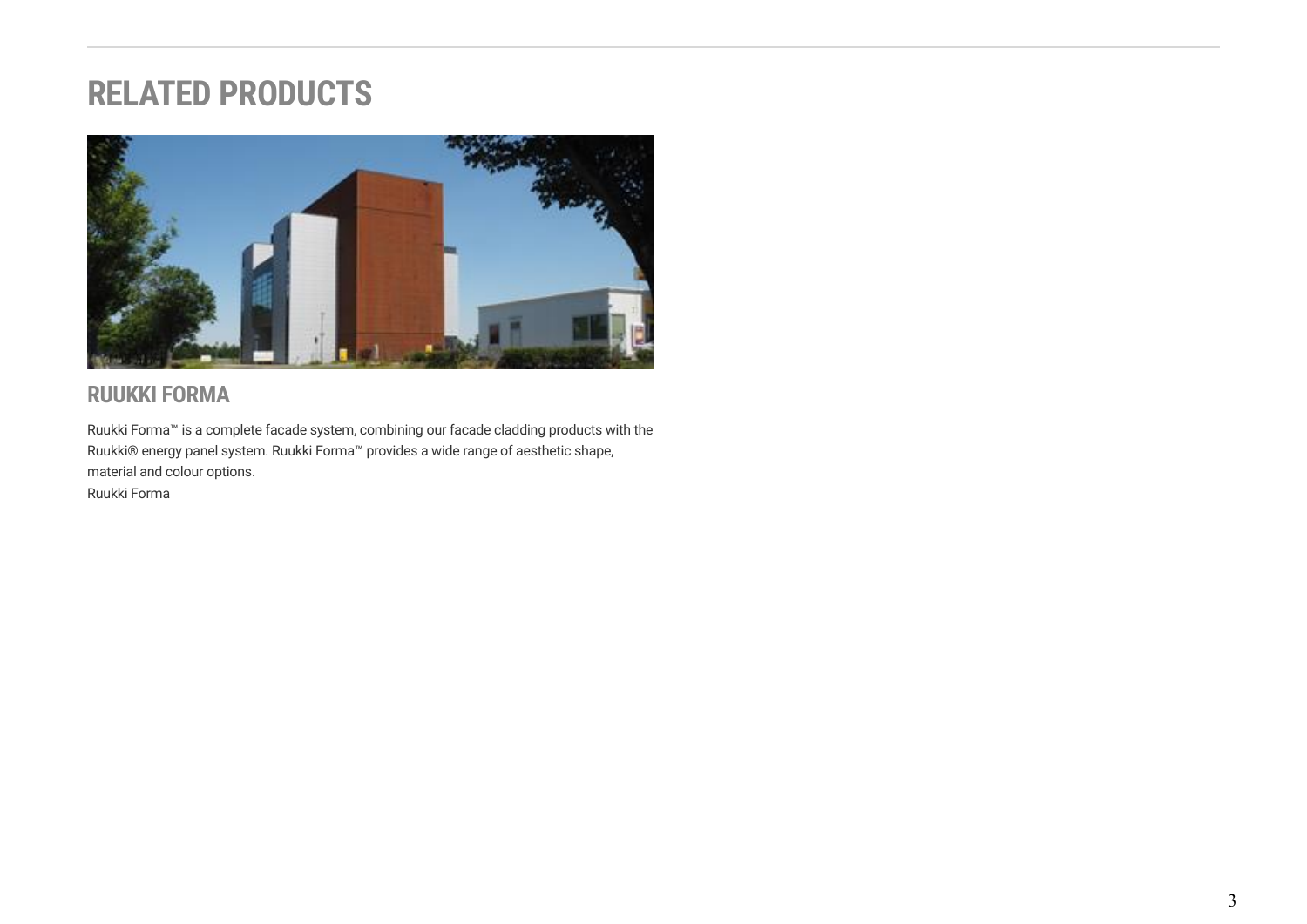# RELATED PRODUCTS

## RUUKKI FORMA

Ruukki Forma™ is a complete facade system, combining our facade cladding products with the Ruukki® energy panel system. Ruukki Forma™ provides a wide range of aesthetic shape, material and colour options.

Ruukki Forma